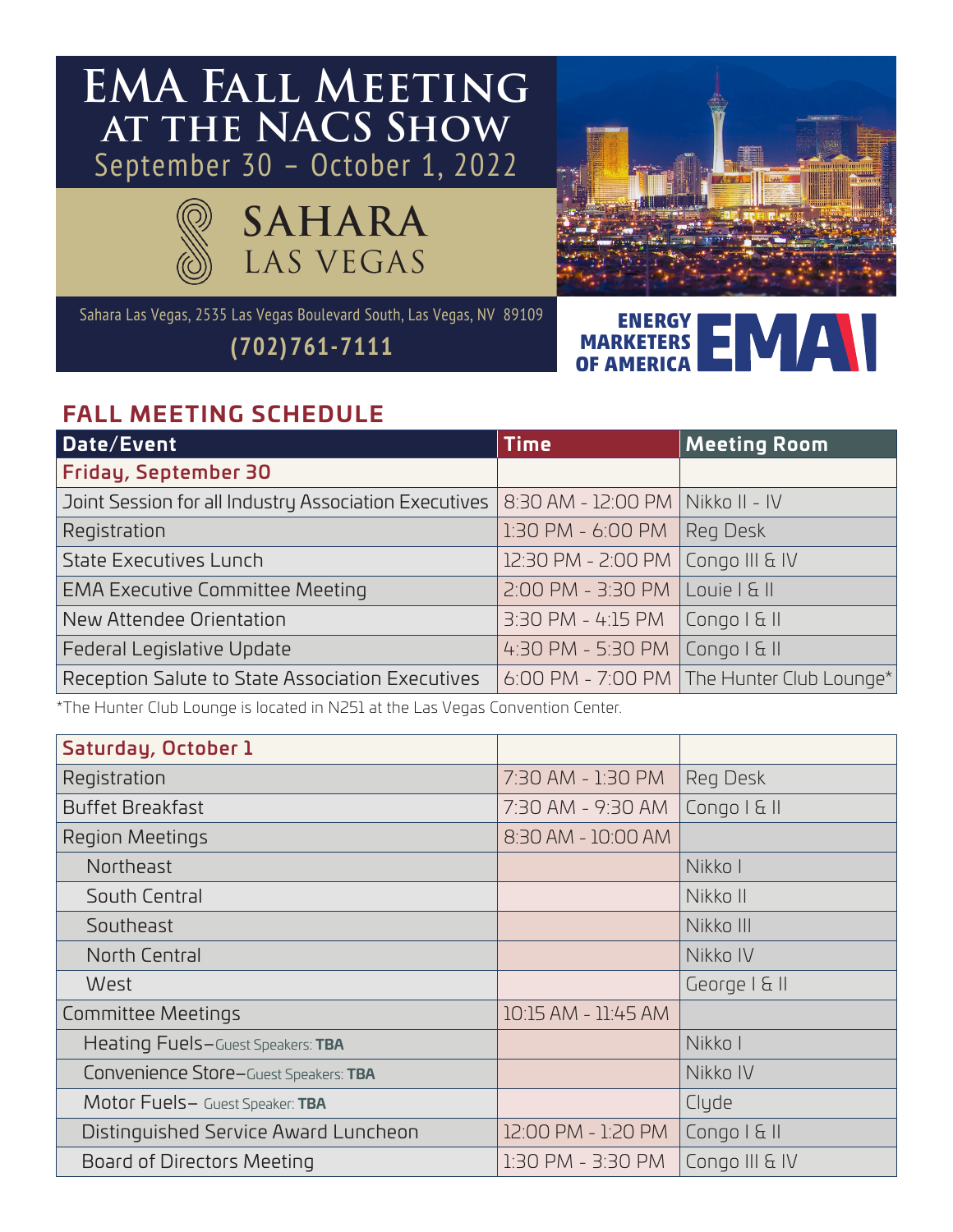# EMA Fall Meeting at the NACS Show

September 30 – October 1, 2022

## SAHARA LAS VEGAS

Sahara Las Vegas, 2535 Las Vegas Boulevard South, Las Vegas, NV 89109

**(702)761-7111**

ENERGY MARKETERS OF AMERICA

EMA

## FALL MEETING SCHEDULE

| Date/Event | Time | Meeting Room |
|---|---|---|
| **Friday, September 30** | | |
| Joint Session for all Industry Association Executives | 8:30 AM - 12:00 PM | Nikko II - IV |
| Registration | 1:30 PM - 6:00 PM | Reg Desk |
| State Executives Lunch | 12:30 PM - 2:00 PM | Congo III & IV |
| EMA Executive Committee Meeting | 2:00 PM - 3:30 PM | Louie I & II |
| New Attendee Orientation | 3:30 PM - 4:15 PM | Congo I & II |
| Federal Legislative Update | 4:30 PM - 5:30 PM | Congo I & II |
| Reception Salute to State Association Executives | 6:00 PM - 7:00 PM | The Hunter Club Lounge* |

*The Hunter Club Lounge is located in N251 at the Las Vegas Convention Center.

| Date/Event | Time | Meeting Room |
|---|---|---|
| **Saturday, October 1** | | |
| Registration | 7:30 AM - 1:30 PM | Reg Desk |
| Buffet Breakfast | 7:30 AM - 9:30 AM | Congo I & II |
| Region Meetings | 8:30 AM - 10:00 AM | |
| Northeast | | Nikko I |
| South Central | | Nikko II |
| Southeast | | Nikko III |
| North Central | | Nikko IV |
| West | | George I & II |
| Committee Meetings | 10:15 AM - 11:45 AM | |
| Heating Fuels–Guest Speakers: **TBA** | | Nikko I |
| Convenience Store–Guest Speakers: **TBA** | | Nikko IV |
| Motor Fuels– Guest Speaker: **TBA** | | Clyde |
| Distinguished Service Award Luncheon | 12:00 PM - 1:20 PM | Congo I & II |
| Board of Directors Meeting | 1:30 PM - 3:30 PM | Congo III & IV |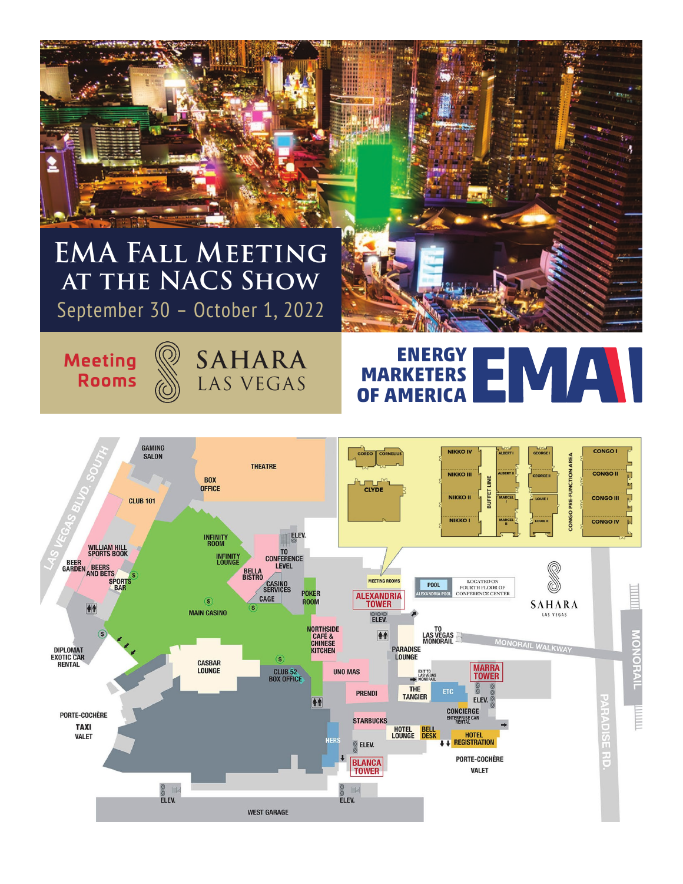# EMA Fall Meeting at the NACS Show

September 30 – October 1, 2022

**Meeting Rooms**

SAHARA LAS VEGAS

ENERGY MARKETERS OF AMERICA

EMA

GAMING SALON
THEATRE
BOX OFFICE
CLUB 101
LAS VEGAS BLVD. SOUTH
INFINITY ROOM
INFINITY LOUNGE
ELEV.
TO CONFERENCE LEVEL
WILLIAM HILL SPORTS BOOK
BEER GARDEN
BEERS AND BETS
SPORTS BAR
BELLA BISTRO
CASINO SERVICES
CAGE
POKER ROOM
MAIN CASINO
DIPLOMAT EXOTIC CAR RENTAL
CASBAR LOUNGE
CLUB 52 BOX OFFICE
NORTHSIDE CAFÉ & CHINESE KITCHEN
UNO MAS
PRENDI
PORTE-COCHÈRE
TAXI
VALET
STARBUCKS
HERS
ELEV.
BLANCA TOWER
ELEV.
ELEV.
WEST GARAGE

GORDO
CORNELIUS
CLYDE
NIKKO IV
NIKKO III
NIKKO II
NIKKO I
BUFFET LINE
ALBERT I
ALBERT II
MARCEL I
MARCEL II
GEORGE I
GEORGE II
LOUIE I
LOUIE II
CONGO PRE-FUNCTION AREA
CONGO I
CONGO II
CONGO III
CONGO IV

MEETING ROOMS
ALEXANDRIA TOWER
ELEV.
POOL
ALEXANDRIA POOL
LOCATED ON FOURTH FLOOR OF CONFERENCE CENTER
SAHARA LAS VEGAS
TO LAS VEGAS MONORAIL
MONORAIL WALKWAY
MONORAIL
PARADISE LOUNGE
EXIT TO LAS VEGAS MONORAIL
MARRA TOWER
THE TANGIER
ETC
ELEV.
CONCIERGE
ENTERPRISE CAR RENTAL
HOTEL LOUNGE
BELL DESK
HOTEL REGISTRATION
PORTE-COCHÈRE
VALET
PARADISE RD.